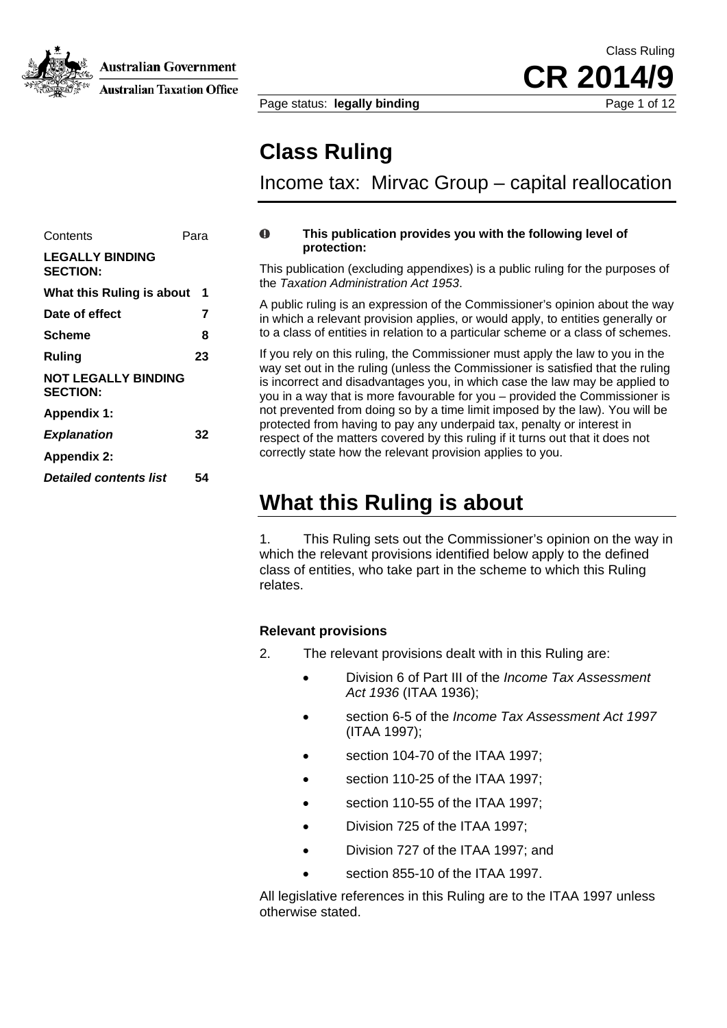# Class Ruling

## Income tax: Mirvac Group – capital reallocation

| Contents | Para |
|---|---|
| **LEGALLY BINDING SECTION:** | |
| **What this Ruling is about** | **1** |
| **Date of effect** | **7** |
| **Scheme** | **8** |
| **Ruling** | **23** |
| **NOT LEGALLY BINDING SECTION:** | |
| **Appendix 1:** | |
| ***Explanation*** | **32** |
| **Appendix 2:** | |
| ***Detailed contents list*** | **54** |

**This publication provides you with the following level of protection:**

This publication (excluding appendixes) is a public ruling for the purposes of the *Taxation Administration Act 1953*.

A public ruling is an expression of the Commissioner's opinion about the way in which a relevant provision applies, or would apply, to entities generally or to a class of entities in relation to a particular scheme or a class of schemes.

If you rely on this ruling, the Commissioner must apply the law to you in the way set out in the ruling (unless the Commissioner is satisfied that the ruling is incorrect and disadvantages you, in which case the law may be applied to you in a way that is more favourable for you – provided the Commissioner is not prevented from doing so by a time limit imposed by the law). You will be protected from having to pay any underpaid tax, penalty or interest in respect of the matters covered by this ruling if it turns out that it does not correctly state how the relevant provision applies to you.

# What this Ruling is about

1. This Ruling sets out the Commissioner's opinion on the way in which the relevant provisions identified below apply to the defined class of entities, who take part in the scheme to which this Ruling relates.

### Relevant provisions

2. The relevant provisions dealt with in this Ruling are:

- Division 6 of Part III of the *Income Tax Assessment Act 1936* (ITAA 1936);
- section 6-5 of the *Income Tax Assessment Act 1997* (ITAA 1997);
- section 104-70 of the ITAA 1997;
- section 110-25 of the ITAA 1997;
- section 110-55 of the ITAA 1997;
- Division 725 of the ITAA 1997;
- Division 727 of the ITAA 1997; and
- section 855-10 of the ITAA 1997.

All legislative references in this Ruling are to the ITAA 1997 unless otherwise stated.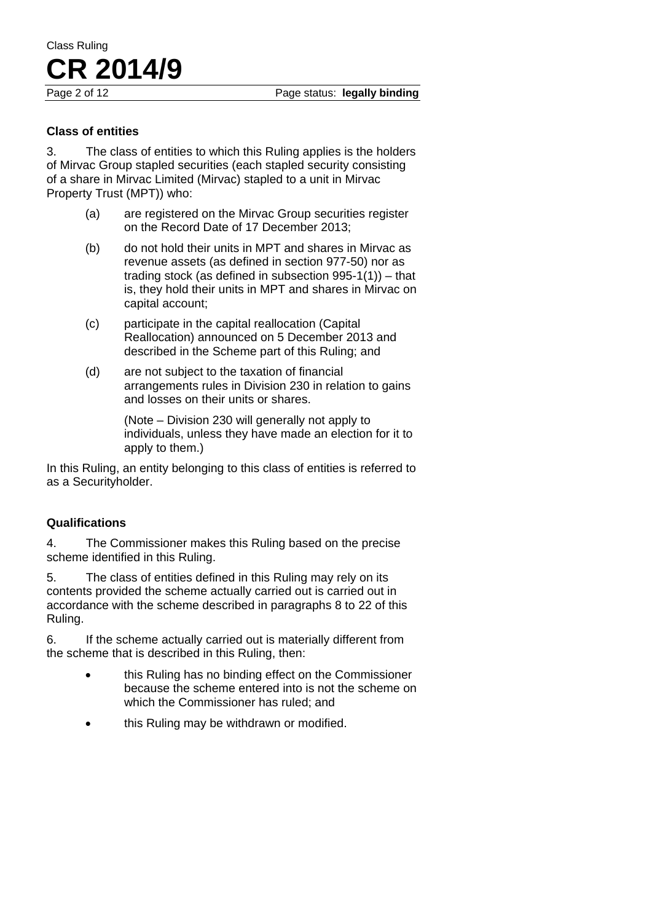### Class of entities

3. The class of entities to which this Ruling applies is the holders of Mirvac Group stapled securities (each stapled security consisting of a share in Mirvac Limited (Mirvac) stapled to a unit in Mirvac Property Trust (MPT)) who:

   (a) are registered on the Mirvac Group securities register on the Record Date of 17 December 2013;

   (b) do not hold their units in MPT and shares in Mirvac as revenue assets (as defined in section 977-50) nor as trading stock (as defined in subsection 995-1(1)) – that is, they hold their units in MPT and shares in Mirvac on capital account;

   (c) participate in the capital reallocation (Capital Reallocation) announced on 5 December 2013 and described in the Scheme part of this Ruling; and

   (d) are not subject to the taxation of financial arrangements rules in Division 230 in relation to gains and losses on their units or shares.

   (Note – Division 230 will generally not apply to individuals, unless they have made an election for it to apply to them.)

In this Ruling, an entity belonging to this class of entities is referred to as a Securityholder.

### Qualifications

4. The Commissioner makes this Ruling based on the precise scheme identified in this Ruling.

5. The class of entities defined in this Ruling may rely on its contents provided the scheme actually carried out is carried out in accordance with the scheme described in paragraphs 8 to 22 of this Ruling.

6. If the scheme actually carried out is materially different from the scheme that is described in this Ruling, then:

- this Ruling has no binding effect on the Commissioner because the scheme entered into is not the scheme on which the Commissioner has ruled; and
- this Ruling may be withdrawn or modified.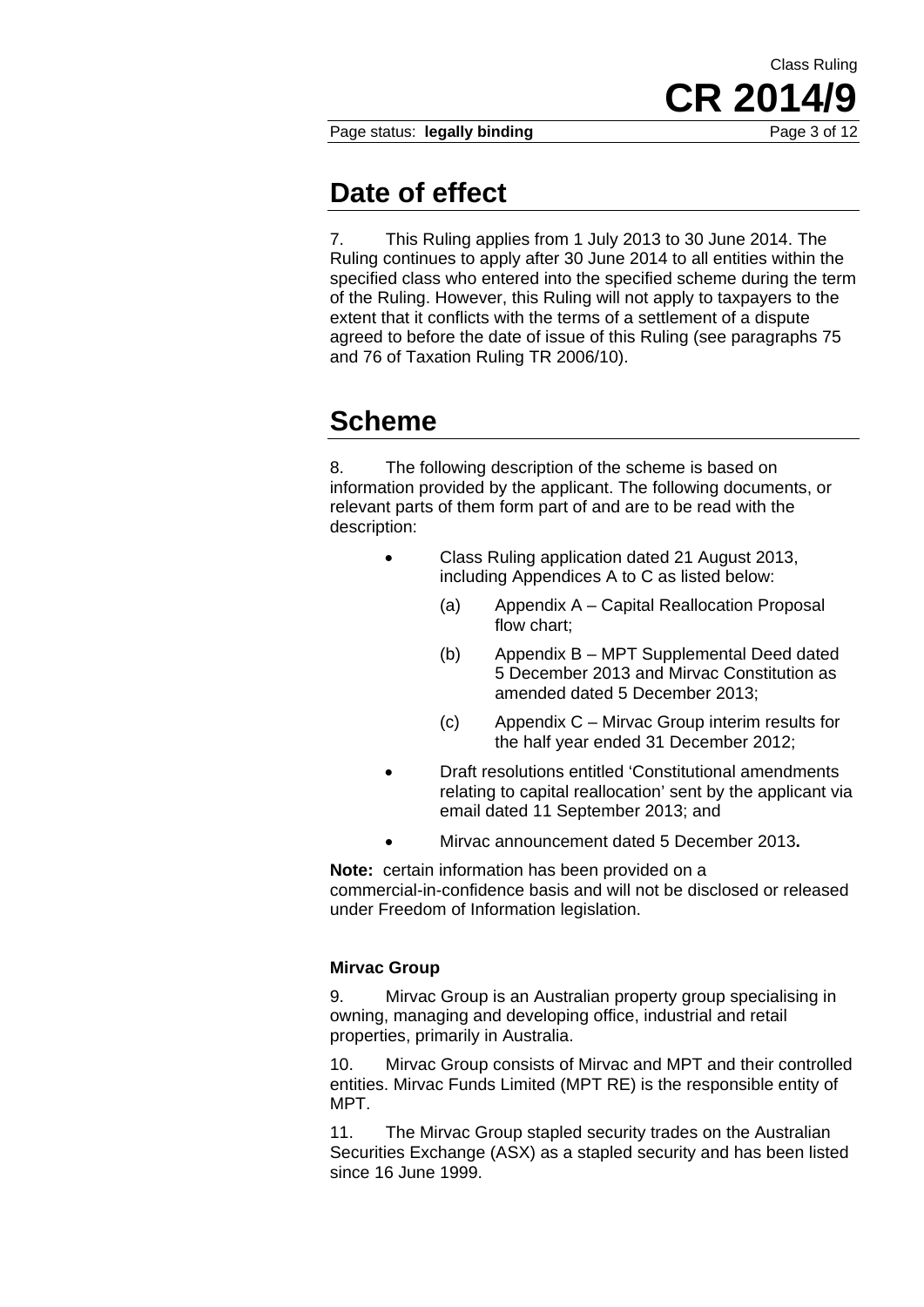## Date of effect

7. This Ruling applies from 1 July 2013 to 30 June 2014. The Ruling continues to apply after 30 June 2014 to all entities within the specified class who entered into the specified scheme during the term of the Ruling. However, this Ruling will not apply to taxpayers to the extent that it conflicts with the terms of a settlement of a dispute agreed to before the date of issue of this Ruling (see paragraphs 75 and 76 of Taxation Ruling TR 2006/10).

## Scheme

8. The following description of the scheme is based on information provided by the applicant. The following documents, or relevant parts of them form part of and are to be read with the description:

- Class Ruling application dated 21 August 2013, including Appendices A to C as listed below:
  - (a) Appendix A – Capital Reallocation Proposal flow chart;
  - (b) Appendix B – MPT Supplemental Deed dated 5 December 2013 and Mirvac Constitution as amended dated 5 December 2013;
  - (c) Appendix C – Mirvac Group interim results for the half year ended 31 December 2012;
- Draft resolutions entitled 'Constitutional amendments relating to capital reallocation' sent by the applicant via email dated 11 September 2013; and
- Mirvac announcement dated 5 December 2013**.**

**Note:** certain information has been provided on a commercial-in-confidence basis and will not be disclosed or released under Freedom of Information legislation.

### Mirvac Group

9. Mirvac Group is an Australian property group specialising in owning, managing and developing office, industrial and retail properties, primarily in Australia.

10. Mirvac Group consists of Mirvac and MPT and their controlled entities. Mirvac Funds Limited (MPT RE) is the responsible entity of MPT.

11. The Mirvac Group stapled security trades on the Australian Securities Exchange (ASX) as a stapled security and has been listed since 16 June 1999.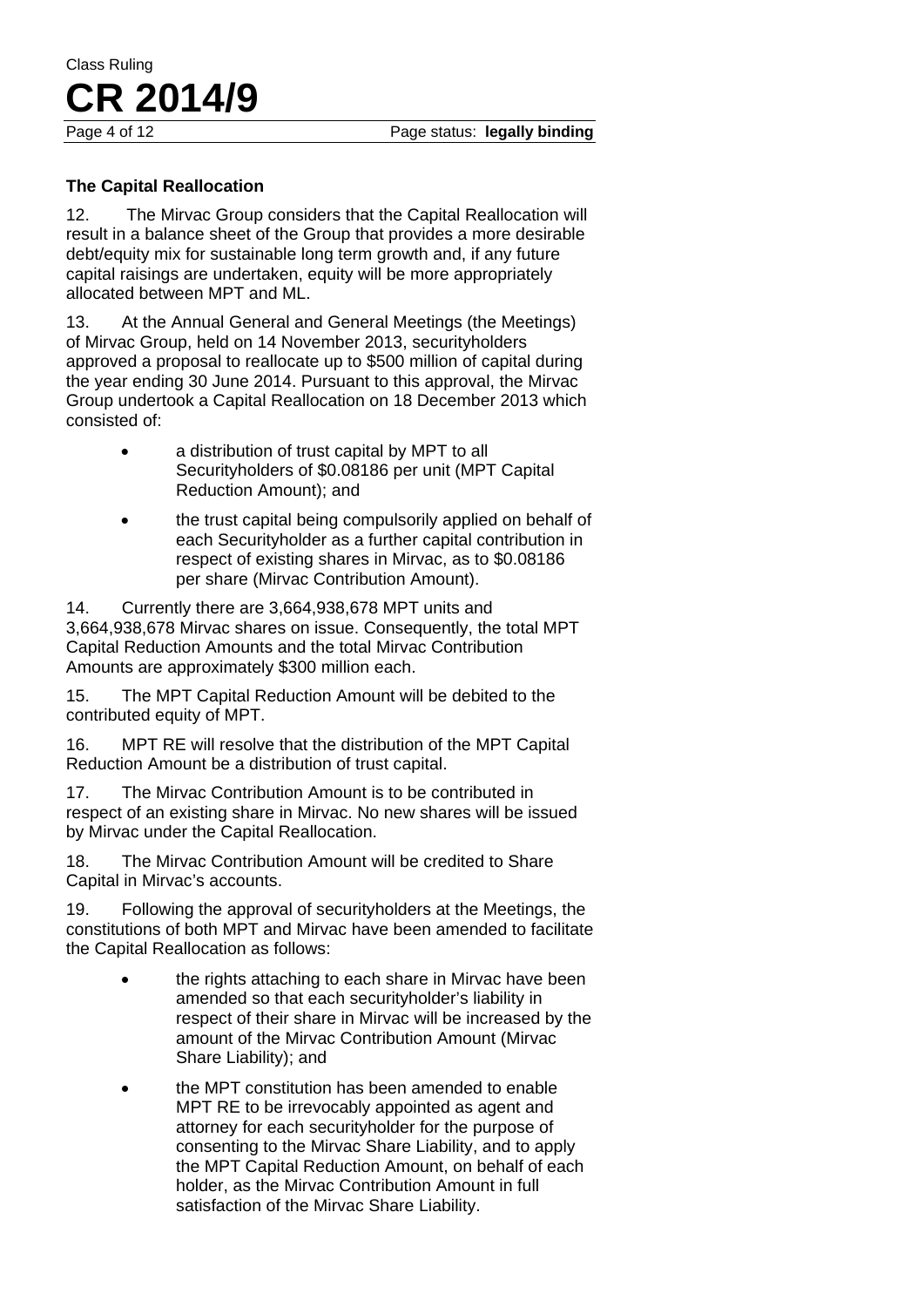### The Capital Reallocation

12. The Mirvac Group considers that the Capital Reallocation will result in a balance sheet of the Group that provides a more desirable debt/equity mix for sustainable long term growth and, if any future capital raisings are undertaken, equity will be more appropriately allocated between MPT and ML.

13. At the Annual General and General Meetings (the Meetings) of Mirvac Group, held on 14 November 2013, securityholders approved a proposal to reallocate up to $500 million of capital during the year ending 30 June 2014. Pursuant to this approval, the Mirvac Group undertook a Capital Reallocation on 18 December 2013 which consisted of:

- a distribution of trust capital by MPT to all Securityholders of $0.08186 per unit (MPT Capital Reduction Amount); and
- the trust capital being compulsorily applied on behalf of each Securityholder as a further capital contribution in respect of existing shares in Mirvac, as to $0.08186 per share (Mirvac Contribution Amount).

14. Currently there are 3,664,938,678 MPT units and 3,664,938,678 Mirvac shares on issue. Consequently, the total MPT Capital Reduction Amounts and the total Mirvac Contribution Amounts are approximately $300 million each.

15. The MPT Capital Reduction Amount will be debited to the contributed equity of MPT.

16. MPT RE will resolve that the distribution of the MPT Capital Reduction Amount be a distribution of trust capital.

17. The Mirvac Contribution Amount is to be contributed in respect of an existing share in Mirvac. No new shares will be issued by Mirvac under the Capital Reallocation.

18. The Mirvac Contribution Amount will be credited to Share Capital in Mirvac's accounts.

19. Following the approval of securityholders at the Meetings, the constitutions of both MPT and Mirvac have been amended to facilitate the Capital Reallocation as follows:

- the rights attaching to each share in Mirvac have been amended so that each securityholder's liability in respect of their share in Mirvac will be increased by the amount of the Mirvac Contribution Amount (Mirvac Share Liability); and
- the MPT constitution has been amended to enable MPT RE to be irrevocably appointed as agent and attorney for each securityholder for the purpose of consenting to the Mirvac Share Liability, and to apply the MPT Capital Reduction Amount, on behalf of each holder, as the Mirvac Contribution Amount in full satisfaction of the Mirvac Share Liability.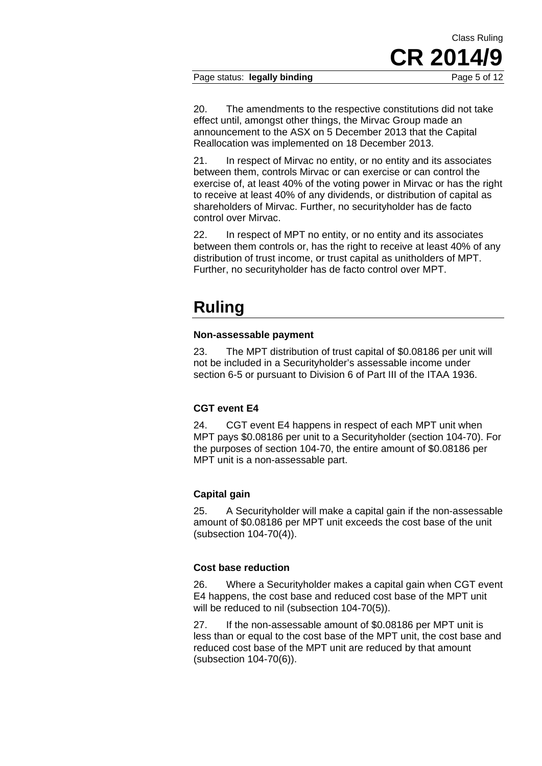20. The amendments to the respective constitutions did not take effect until, amongst other things, the Mirvac Group made an announcement to the ASX on 5 December 2013 that the Capital Reallocation was implemented on 18 December 2013.

21. In respect of Mirvac no entity, or no entity and its associates between them, controls Mirvac or can exercise or can control the exercise of, at least 40% of the voting power in Mirvac or has the right to receive at least 40% of any dividends, or distribution of capital as shareholders of Mirvac. Further, no securityholder has de facto control over Mirvac.

22. In respect of MPT no entity, or no entity and its associates between them controls or, has the right to receive at least 40% of any distribution of trust income, or trust capital as unitholders of MPT. Further, no securityholder has de facto control over MPT.

## Ruling

### Non-assessable payment

23. The MPT distribution of trust capital of $0.08186 per unit will not be included in a Securityholder's assessable income under section 6-5 or pursuant to Division 6 of Part III of the ITAA 1936.

### CGT event E4

24. CGT event E4 happens in respect of each MPT unit when MPT pays $0.08186 per unit to a Securityholder (section 104-70). For the purposes of section 104-70, the entire amount of $0.08186 per MPT unit is a non-assessable part.

### Capital gain

25. A Securityholder will make a capital gain if the non-assessable amount of $0.08186 per MPT unit exceeds the cost base of the unit (subsection 104-70(4)).

### Cost base reduction

26. Where a Securityholder makes a capital gain when CGT event E4 happens, the cost base and reduced cost base of the MPT unit will be reduced to nil (subsection 104-70(5)).

27. If the non-assessable amount of $0.08186 per MPT unit is less than or equal to the cost base of the MPT unit, the cost base and reduced cost base of the MPT unit are reduced by that amount (subsection 104-70(6)).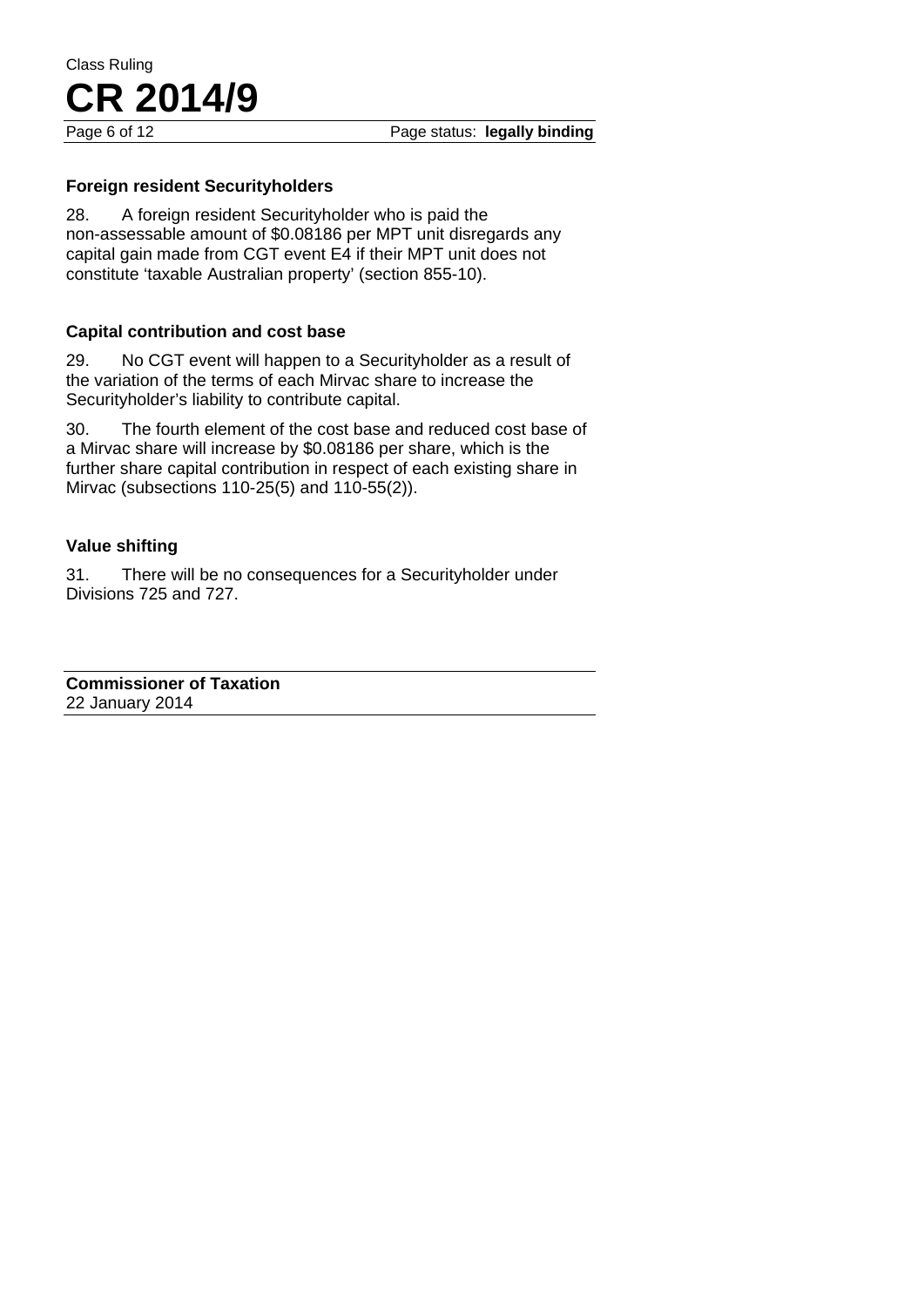### Foreign resident Securityholders

28. A foreign resident Securityholder who is paid the non-assessable amount of $0.08186 per MPT unit disregards any capital gain made from CGT event E4 if their MPT unit does not constitute 'taxable Australian property' (section 855-10).

### Capital contribution and cost base

29. No CGT event will happen to a Securityholder as a result of the variation of the terms of each Mirvac share to increase the Securityholder's liability to contribute capital.

30. The fourth element of the cost base and reduced cost base of a Mirvac share will increase by $0.08186 per share, which is the further share capital contribution in respect of each existing share in Mirvac (subsections 110-25(5) and 110-55(2)).

### Value shifting

31. There will be no consequences for a Securityholder under Divisions 725 and 727.

**Commissioner of Taxation**
22 January 2014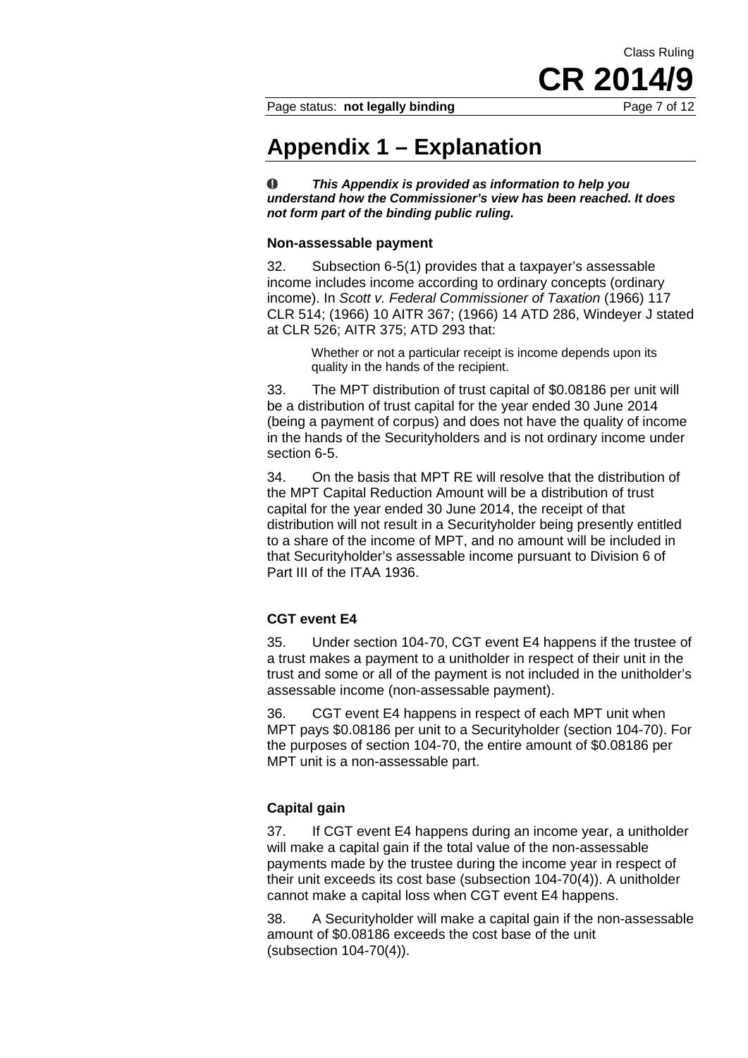# Appendix 1 – Explanation

***This Appendix is provided as information to help you understand how the Commissioner's view has been reached. It does not form part of the binding public ruling.***

### Non-assessable payment

32. Subsection 6-5(1) provides that a taxpayer's assessable income includes income according to ordinary concepts (ordinary income). In *Scott v. Federal Commissioner of Taxation* (1966) 117 CLR 514; (1966) 10 AITR 367; (1966) 14 ATD 286, Windeyer J stated at CLR 526; AITR 375; ATD 293 that:

> Whether or not a particular receipt is income depends upon its quality in the hands of the recipient.

33. The MPT distribution of trust capital of $0.08186 per unit will be a distribution of trust capital for the year ended 30 June 2014 (being a payment of corpus) and does not have the quality of income in the hands of the Securityholders and is not ordinary income under section 6-5.

34. On the basis that MPT RE will resolve that the distribution of the MPT Capital Reduction Amount will be a distribution of trust capital for the year ended 30 June 2014, the receipt of that distribution will not result in a Securityholder being presently entitled to a share of the income of MPT, and no amount will be included in that Securityholder's assessable income pursuant to Division 6 of Part III of the ITAA 1936.

### CGT event E4

35. Under section 104-70, CGT event E4 happens if the trustee of a trust makes a payment to a unitholder in respect of their unit in the trust and some or all of the payment is not included in the unitholder's assessable income (non-assessable payment).

36. CGT event E4 happens in respect of each MPT unit when MPT pays $0.08186 per unit to a Securityholder (section 104-70). For the purposes of section 104-70, the entire amount of $0.08186 per MPT unit is a non-assessable part.

### Capital gain

37. If CGT event E4 happens during an income year, a unitholder will make a capital gain if the total value of the non-assessable payments made by the trustee during the income year in respect of their unit exceeds its cost base (subsection 104-70(4)). A unitholder cannot make a capital loss when CGT event E4 happens.

38. A Securityholder will make a capital gain if the non-assessable amount of $0.08186 exceeds the cost base of the unit (subsection 104-70(4)).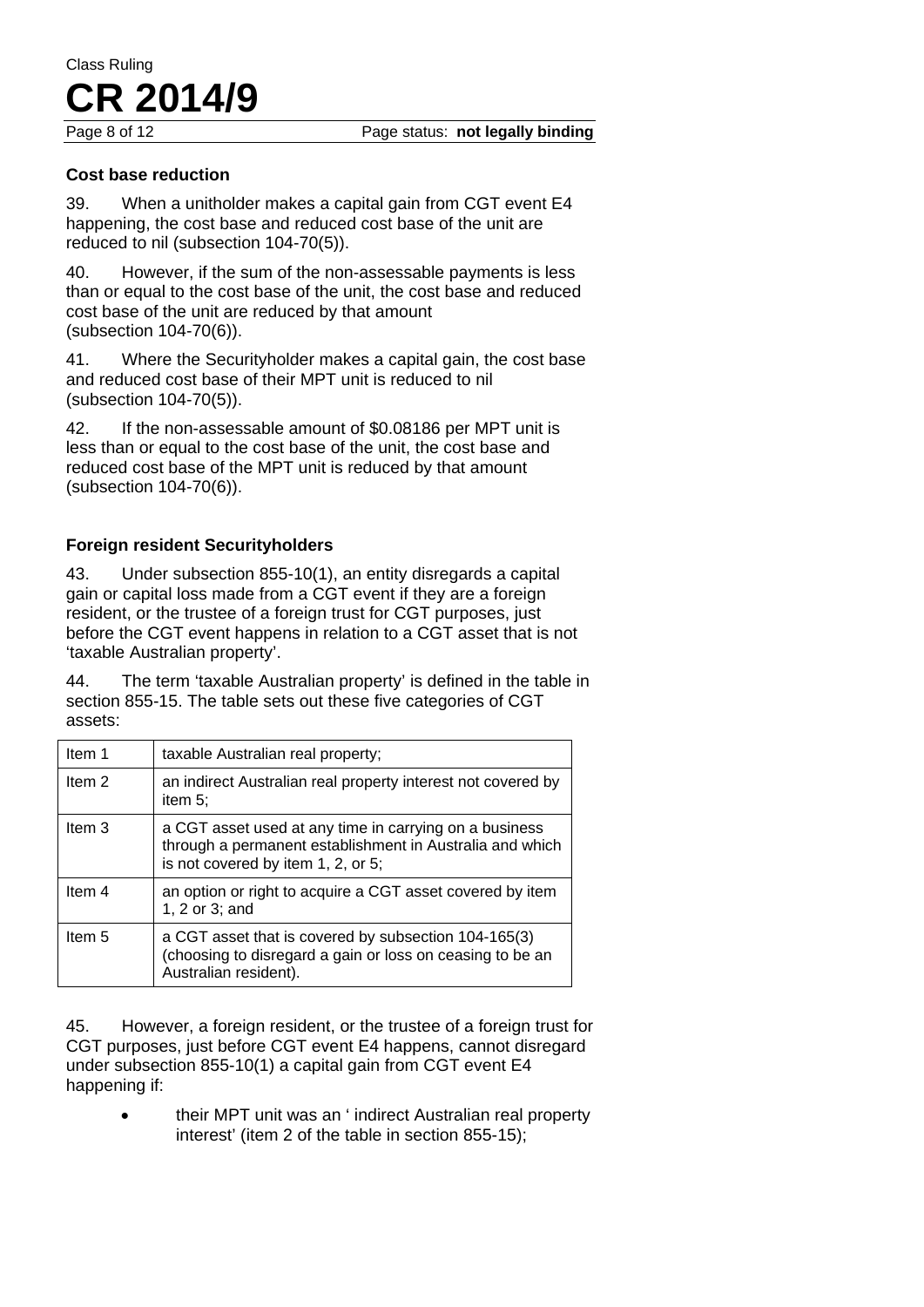### Cost base reduction

39. When a unitholder makes a capital gain from CGT event E4 happening, the cost base and reduced cost base of the unit are reduced to nil (subsection 104-70(5)).

40. However, if the sum of the non-assessable payments is less than or equal to the cost base of the unit, the cost base and reduced cost base of the unit are reduced by that amount (subsection 104-70(6)).

41. Where the Securityholder makes a capital gain, the cost base and reduced cost base of their MPT unit is reduced to nil (subsection 104-70(5)).

42. If the non-assessable amount of $0.08186 per MPT unit is less than or equal to the cost base of the unit, the cost base and reduced cost base of the MPT unit is reduced by that amount (subsection 104-70(6)).

### Foreign resident Securityholders

43. Under subsection 855-10(1), an entity disregards a capital gain or capital loss made from a CGT event if they are a foreign resident, or the trustee of a foreign trust for CGT purposes, just before the CGT event happens in relation to a CGT asset that is not 'taxable Australian property'.

44. The term 'taxable Australian property' is defined in the table in section 855-15. The table sets out these five categories of CGT assets:

| | |
|---|---|
| Item 1 | taxable Australian real property; |
| Item 2 | an indirect Australian real property interest not covered by item 5; |
| Item 3 | a CGT asset used at any time in carrying on a business through a permanent establishment in Australia and which is not covered by item 1, 2, or 5; |
| Item 4 | an option or right to acquire a CGT asset covered by item 1, 2 or 3; and |
| Item 5 | a CGT asset that is covered by subsection 104-165(3) (choosing to disregard a gain or loss on ceasing to be an Australian resident). |

45. However, a foreign resident, or the trustee of a foreign trust for CGT purposes, just before CGT event E4 happens, cannot disregard under subsection 855-10(1) a capital gain from CGT event E4 happening if:

- their MPT unit was an ' indirect Australian real property interest' (item 2 of the table in section 855-15);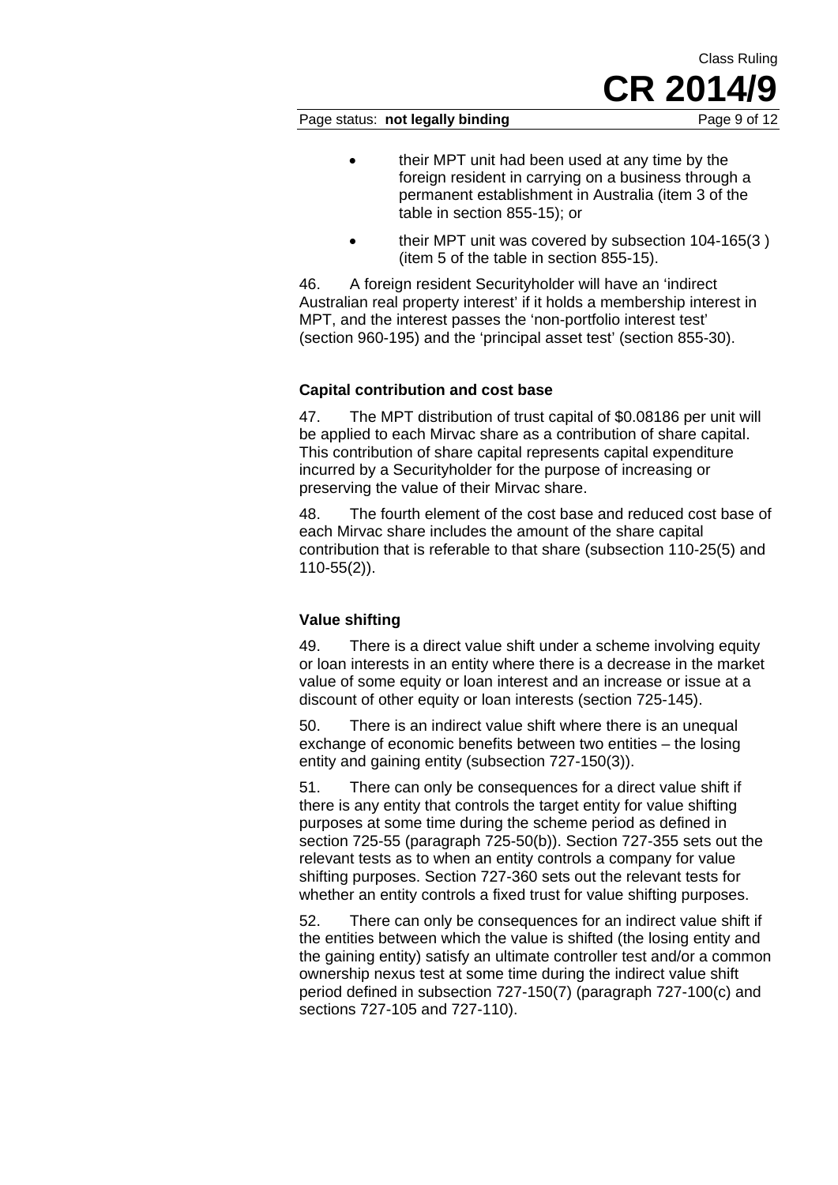- their MPT unit had been used at any time by the foreign resident in carrying on a business through a permanent establishment in Australia (item 3 of the table in section 855-15); or
- their MPT unit was covered by subsection 104-165(3 ) (item 5 of the table in section 855-15).

46. A foreign resident Securityholder will have an 'indirect Australian real property interest' if it holds a membership interest in MPT, and the interest passes the 'non-portfolio interest test' (section 960-195) and the 'principal asset test' (section 855-30).

### Capital contribution and cost base

47. The MPT distribution of trust capital of $0.08186 per unit will be applied to each Mirvac share as a contribution of share capital. This contribution of share capital represents capital expenditure incurred by a Securityholder for the purpose of increasing or preserving the value of their Mirvac share.

48. The fourth element of the cost base and reduced cost base of each Mirvac share includes the amount of the share capital contribution that is referable to that share (subsection 110-25(5) and 110-55(2)).

### Value shifting

49. There is a direct value shift under a scheme involving equity or loan interests in an entity where there is a decrease in the market value of some equity or loan interest and an increase or issue at a discount of other equity or loan interests (section 725-145).

50. There is an indirect value shift where there is an unequal exchange of economic benefits between two entities – the losing entity and gaining entity (subsection 727-150(3)).

51. There can only be consequences for a direct value shift if there is any entity that controls the target entity for value shifting purposes at some time during the scheme period as defined in section 725-55 (paragraph 725-50(b)). Section 727-355 sets out the relevant tests as to when an entity controls a company for value shifting purposes. Section 727-360 sets out the relevant tests for whether an entity controls a fixed trust for value shifting purposes.

52. There can only be consequences for an indirect value shift if the entities between which the value is shifted (the losing entity and the gaining entity) satisfy an ultimate controller test and/or a common ownership nexus test at some time during the indirect value shift period defined in subsection 727-150(7) (paragraph 727-100(c) and sections 727-105 and 727-110).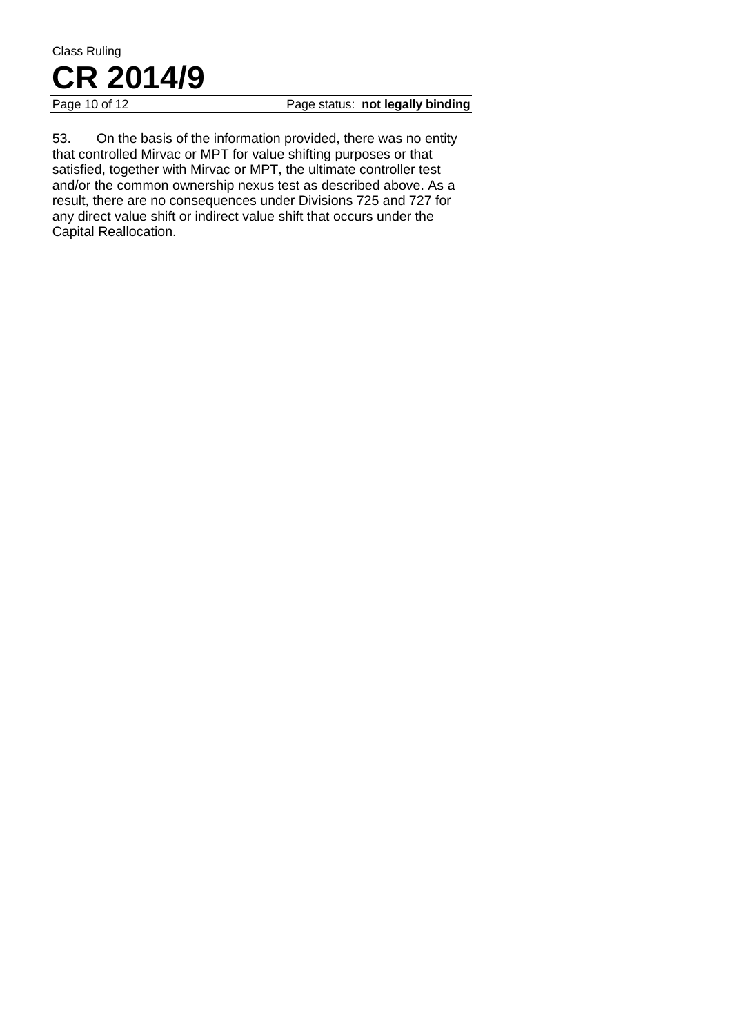53. On the basis of the information provided, there was no entity that controlled Mirvac or MPT for value shifting purposes or that satisfied, together with Mirvac or MPT, the ultimate controller test and/or the common ownership nexus test as described above. As a result, there are no consequences under Divisions 725 and 727 for any direct value shift or indirect value shift that occurs under the Capital Reallocation.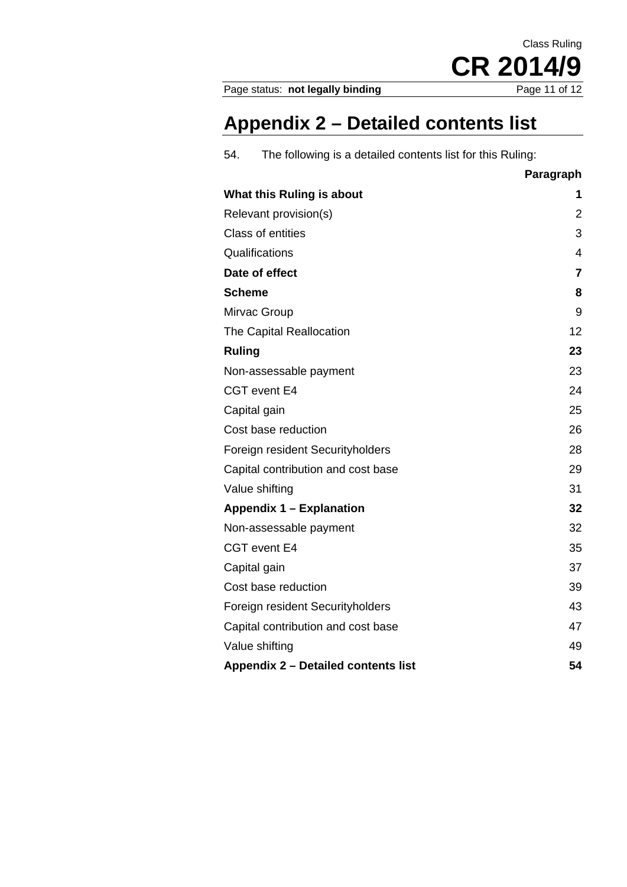# Appendix 2 – Detailed contents list

54. The following is a detailed contents list for this Ruling:

| | Paragraph |
|---|---|
| **What this Ruling is about** | **1** |
| Relevant provision(s) | 2 |
| Class of entities | 3 |
| Qualifications | 4 |
| **Date of effect** | **7** |
| **Scheme** | **8** |
| Mirvac Group | 9 |
| The Capital Reallocation | 12 |
| **Ruling** | **23** |
| Non-assessable payment | 23 |
| CGT event E4 | 24 |
| Capital gain | 25 |
| Cost base reduction | 26 |
| Foreign resident Securityholders | 28 |
| Capital contribution and cost base | 29 |
| Value shifting | 31 |
| **Appendix 1 – Explanation** | **32** |
| Non-assessable payment | 32 |
| CGT event E4 | 35 |
| Capital gain | 37 |
| Cost base reduction | 39 |
| Foreign resident Securityholders | 43 |
| Capital contribution and cost base | 47 |
| Value shifting | 49 |
| **Appendix 2 – Detailed contents list** | **54** |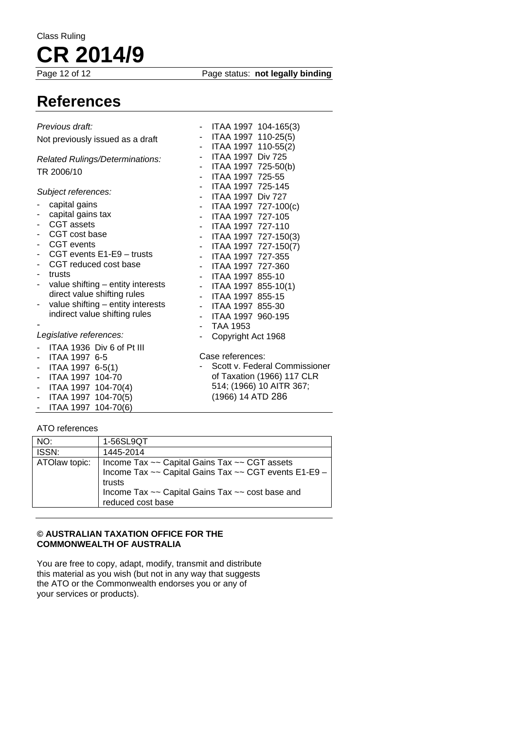# References

*Previous draft:*

Not previously issued as a draft

*Related Rulings/Determinations:*

TR 2006/10

*Subject references:*

- capital gains
- capital gains tax
- CGT assets
- CGT cost base
- CGT events
- CGT events E1-E9 – trusts
- CGT reduced cost base
- trusts
- value shifting – entity interests direct value shifting rules
- value shifting – entity interests indirect value shifting rules
-

*Legislative references:*

- ITAA 1936 Div 6 of Pt III
- ITAA 1997 6-5
- ITAA 1997 6-5(1)
- ITAA 1997 104-70
- ITAA 1997 104-70(4)
- ITAA 1997 104-70(5)
- ITAA 1997 104-70(6)
- ITAA 1997 104-165(3)
- ITAA 1997 110-25(5)
- ITAA 1997 110-55(2)
- ITAA 1997 Div 725
- ITAA 1997 725-50(b)
- ITAA 1997 725-55
- ITAA 1997 725-145
- ITAA 1997 Div 727
- ITAA 1997 727-100(c)
- ITAA 1997 727-105
- ITAA 1997 727-110
- ITAA 1997 727-150(3)
- ITAA 1997 727-150(7)
- ITAA 1997 727-355
- ITAA 1997 727-360
- ITAA 1997 855-10
- ITAA 1997 855-10(1)
- ITAA 1997 855-15
- ITAA 1997 855-30
- ITAA 1997 960-195
- TAA 1953
- Copyright Act 1968

Case references:

- Scott v. Federal Commissioner of Taxation (1966) 117 CLR 514; (1966) 10 AITR 367; (1966) 14 ATD 286

ATO references

| | |
|---|---|
| NO: | 1-56SL9QT |
| ISSN: | 1445-2014 |
| ATOlaw topic: | Income Tax ~~ Capital Gains Tax ~~ CGT assets<br>Income Tax ~~ Capital Gains Tax ~~ CGT events E1-E9 – trusts<br>Income Tax ~~ Capital Gains Tax ~~ cost base and reduced cost base |

**© AUSTRALIAN TAXATION OFFICE FOR THE COMMONWEALTH OF AUSTRALIA**

You are free to copy, adapt, modify, transmit and distribute this material as you wish (but not in any way that suggests the ATO or the Commonwealth endorses you or any of your services or products).